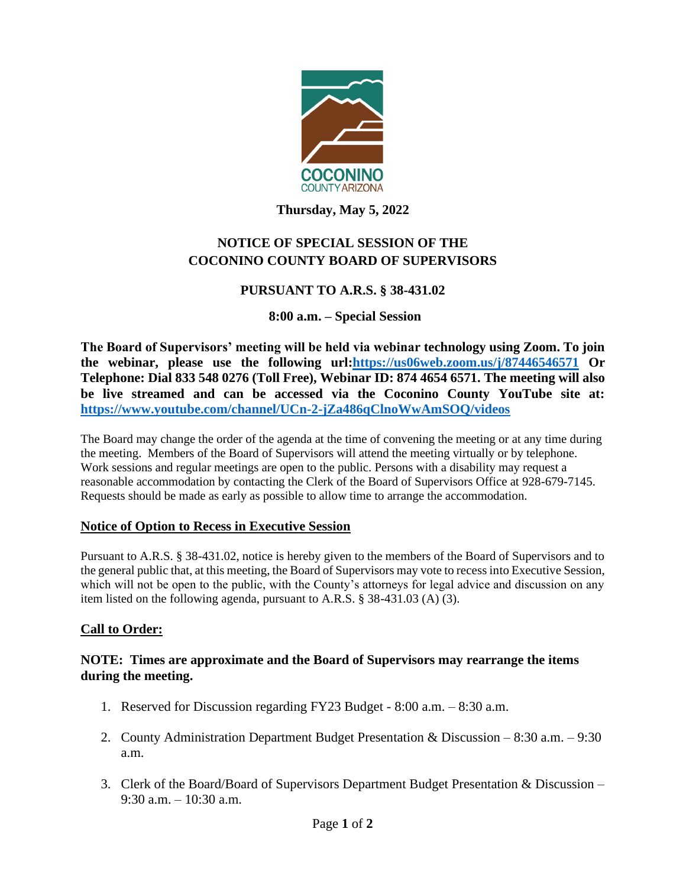**Thursday, May 5, 2022**

# NOTICE OF SPECIAL SESSION OF THE COCONINO COUNTY BOARD OF SUPERVISORS

## PURSUANT TO A.R.S. § 38-431.02

### 8:00 a.m. – Special Session

**The Board of Supervisors' meeting will be held via webinar technology using Zoom. To join the webinar, please use the following url:https://us06web.zoom.us/j/87446546571 Or Telephone: Dial 833 548 0276 (Toll Free), Webinar ID: 874 4654 6571. The meeting will also be live streamed and can be accessed via the Coconino County YouTube site at: https://www.youtube.com/channel/UCn-2-jZa486qClnoWwAmSOQ/videos**

The Board may change the order of the agenda at the time of convening the meeting or at any time during the meeting. Members of the Board of Supervisors will attend the meeting virtually or by telephone. Work sessions and regular meetings are open to the public. Persons with a disability may request a reasonable accommodation by contacting the Clerk of the Board of Supervisors Office at 928-679-7145. Requests should be made as early as possible to allow time to arrange the accommodation.

**Notice of Option to Recess in Executive Session**

Pursuant to A.R.S. § 38-431.02, notice is hereby given to the members of the Board of Supervisors and to the general public that, at this meeting, the Board of Supervisors may vote to recess into Executive Session, which will not be open to the public, with the County's attorneys for legal advice and discussion on any item listed on the following agenda, pursuant to A.R.S. § 38-431.03 (A) (3).

**Call to Order:**

**NOTE: Times are approximate and the Board of Supervisors may rearrange the items during the meeting.**

1. Reserved for Discussion regarding FY23 Budget - 8:00 a.m. – 8:30 a.m.
2. County Administration Department Budget Presentation & Discussion – 8:30 a.m. – 9:30 a.m.
3. Clerk of the Board/Board of Supervisors Department Budget Presentation & Discussion – 9:30 a.m. – 10:30 a.m.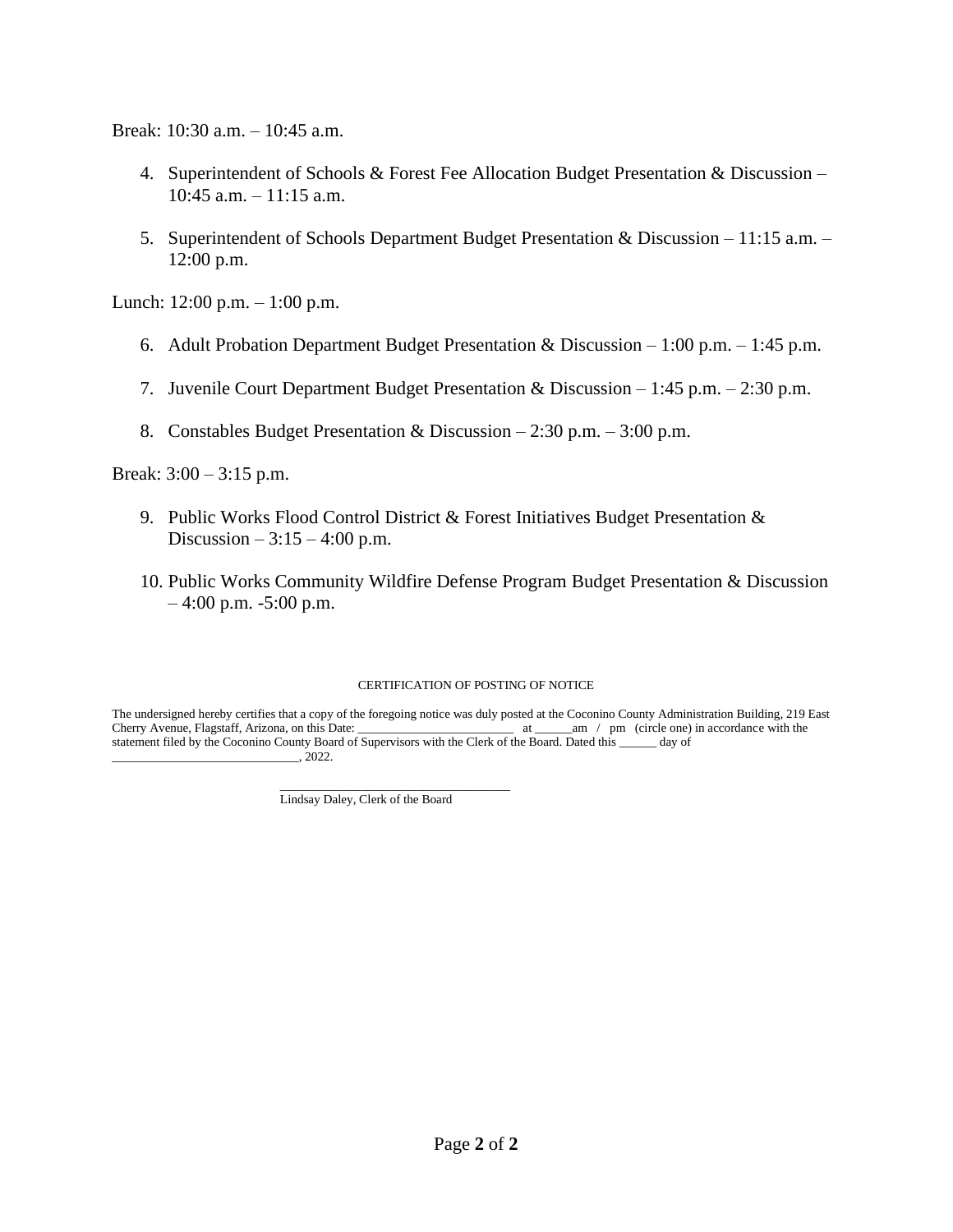Break: 10:30 a.m. – 10:45 a.m.

4. Superintendent of Schools & Forest Fee Allocation Budget Presentation & Discussion – 10:45 a.m. – 11:15 a.m.

5. Superintendent of Schools Department Budget Presentation & Discussion – 11:15 a.m. – 12:00 p.m.

Lunch: 12:00 p.m. – 1:00 p.m.

6. Adult Probation Department Budget Presentation & Discussion – 1:00 p.m. – 1:45 p.m.

7. Juvenile Court Department Budget Presentation & Discussion – 1:45 p.m. – 2:30 p.m.

8. Constables Budget Presentation & Discussion – 2:30 p.m. – 3:00 p.m.

Break: 3:00 – 3:15 p.m.

9. Public Works Flood Control District & Forest Initiatives Budget Presentation & Discussion – 3:15 – 4:00 p.m.

10. Public Works Community Wildfire Defense Program Budget Presentation & Discussion – 4:00 p.m. -5:00 p.m.

CERTIFICATION OF POSTING OF NOTICE

The undersigned hereby certifies that a copy of the foregoing notice was duly posted at the Coconino County Administration Building, 219 East Cherry Avenue, Flagstaff, Arizona, on this Date: ________________________ at ______am / pm (circle one) in accordance with the statement filed by the Coconino County Board of Supervisors with the Clerk of the Board. Dated this ______ day of _____________________________, 2022.

___________________________________
Lindsay Daley, Clerk of the Board